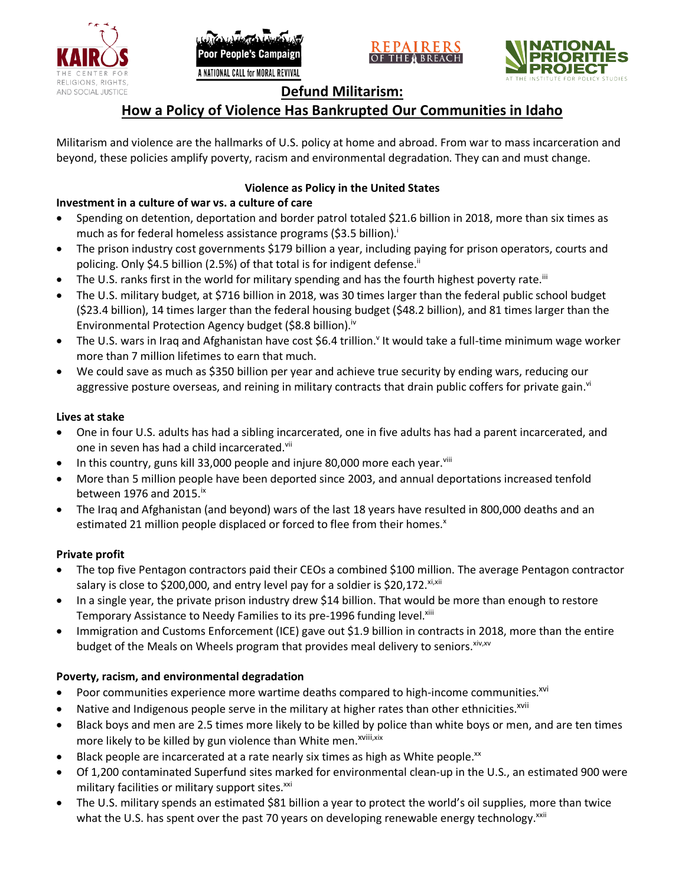# Defund Militarism:
## How a Policy of Violence Has Bankrupted Our Communities in Idaho

Militarism and violence are the hallmarks of U.S. policy at home and abroad. From war to mass incarceration and beyond, these policies amplify poverty, racism and environmental degradation. They can and must change.

### Violence as Policy in the United States

**Investment in a culture of war vs. a culture of care**

- Spending on detention, deportation and border patrol totaled $21.6 billion in 2018, more than six times as much as for federal homeless assistance programs ($3.5 billion).[i]
- The prison industry cost governments $179 billion a year, including paying for prison operators, courts and policing. Only $4.5 billion (2.5%) of that total is for indigent defense.[ii]
- The U.S. ranks first in the world for military spending and has the fourth highest poverty rate.[iii]
- The U.S. military budget, at $716 billion in 2018, was 30 times larger than the federal public school budget ($23.4 billion), 14 times larger than the federal housing budget ($48.2 billion), and 81 times larger than the Environmental Protection Agency budget ($8.8 billion).[iv]
- The U.S. wars in Iraq and Afghanistan have cost $6.4 trillion.[v] It would take a full-time minimum wage worker more than 7 million lifetimes to earn that much.
- We could save as much as $350 billion per year and achieve true security by ending wars, reducing our aggressive posture overseas, and reining in military contracts that drain public coffers for private gain.[vi]

**Lives at stake**

- One in four U.S. adults has had a sibling incarcerated, one in five adults has had a parent incarcerated, and one in seven has had a child incarcerated.[vii]
- In this country, guns kill 33,000 people and injure 80,000 more each year.[viii]
- More than 5 million people have been deported since 2003, and annual deportations increased tenfold between 1976 and 2015.[ix]
- The Iraq and Afghanistan (and beyond) wars of the last 18 years have resulted in 800,000 deaths and an estimated 21 million people displaced or forced to flee from their homes.[x]

**Private profit**

- The top five Pentagon contractors paid their CEOs a combined $100 million. The average Pentagon contractor salary is close to $200,000, and entry level pay for a soldier is $20,172.[xi,xii]
- In a single year, the private prison industry drew $14 billion. That would be more than enough to restore Temporary Assistance to Needy Families to its pre-1996 funding level.[xiii]
- Immigration and Customs Enforcement (ICE) gave out $1.9 billion in contracts in 2018, more than the entire budget of the Meals on Wheels program that provides meal delivery to seniors.[xiv,xv]

**Poverty, racism, and environmental degradation**

- Poor communities experience more wartime deaths compared to high-income communities.[xvi]
- Native and Indigenous people serve in the military at higher rates than other ethnicities.[xvii]
- Black boys and men are 2.5 times more likely to be killed by police than white boys or men, and are ten times more likely to be killed by gun violence than White men.[xviii,xix]
- Black people are incarcerated at a rate nearly six times as high as White people.[xx]
- Of 1,200 contaminated Superfund sites marked for environmental clean-up in the U.S., an estimated 900 were military facilities or military support sites.[xxi]
- The U.S. military spends an estimated $81 billion a year to protect the world's oil supplies, more than twice what the U.S. has spent over the past 70 years on developing renewable energy technology.[xxii]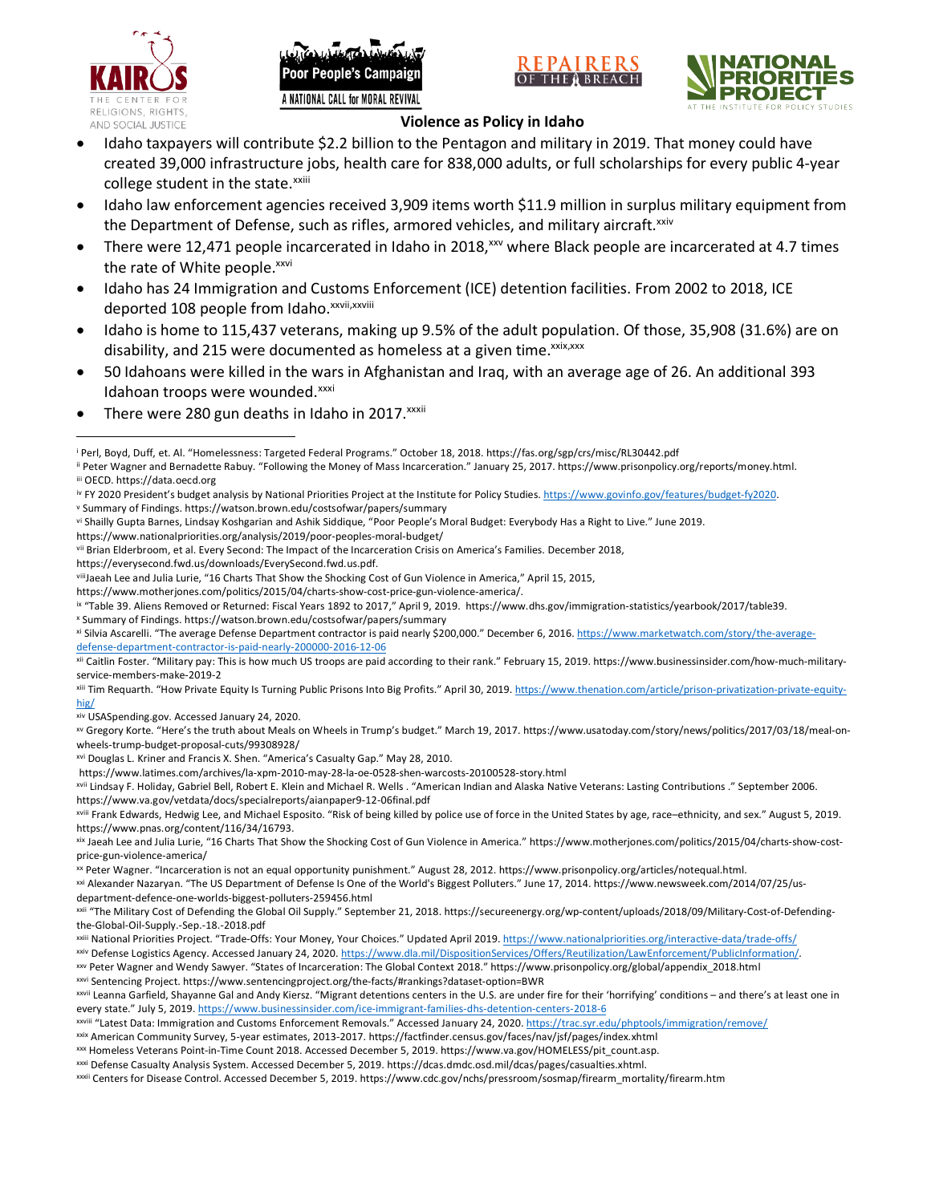**Violence as Policy in Idaho**

- Idaho taxpayers will contribute $2.2 billion to the Pentagon and military in 2019. That money could have created 39,000 infrastructure jobs, health care for 838,000 adults, or full scholarships for every public 4-year college student in the state.[xxiii]
- Idaho law enforcement agencies received 3,909 items worth $11.9 million in surplus military equipment from the Department of Defense, such as rifles, armored vehicles, and military aircraft.[xxiv]
- There were 12,471 people incarcerated in Idaho in 2018,[xxv] where Black people are incarcerated at 4.7 times the rate of White people.[xxvi]
- Idaho has 24 Immigration and Customs Enforcement (ICE) detention facilities. From 2002 to 2018, ICE deported 108 people from Idaho.[xxvii,xxviii]
- Idaho is home to 115,437 veterans, making up 9.5% of the adult population. Of those, 35,908 (31.6%) are on disability, and 215 were documented as homeless at a given time.[xxix,xxx]
- 50 Idahoans were killed in the wars in Afghanistan and Iraq, with an average age of 26. An additional 393 Idahoan troops were wounded.[xxxi]
- There were 280 gun deaths in Idaho in 2017.[xxxii]

---

[i] Perl, Boyd, Duff, et. Al. "Homelessness: Targeted Federal Programs." October 18, 2018. https://fas.org/sgp/crs/misc/RL30442.pdf

[ii] Peter Wagner and Bernadette Rabuy. "Following the Money of Mass Incarceration." January 25, 2017. https://www.prisonpolicy.org/reports/money.html.

[iii] OECD. https://data.oecd.org

[iv] FY 2020 President's budget analysis by National Priorities Project at the Institute for Policy Studies. https://www.govinfo.gov/features/budget-fy2020.

[v] Summary of Findings. https://watson.brown.edu/costsofwar/papers/summary

[vi] Shailly Gupta Barnes, Lindsay Koshgarian and Ashik Siddique, "Poor People's Moral Budget: Everybody Has a Right to Live." June 2019. https://www.nationalpriorities.org/analysis/2019/poor-peoples-moral-budget/

[vii] Brian Elderbroom, et al. Every Second: The Impact of the Incarceration Crisis on America's Families. December 2018, https://everysecond.fwd.us/downloads/EverySecond.fwd.us.pdf.

[viii] Jaeah Lee and Julia Lurie, "16 Charts That Show the Shocking Cost of Gun Violence in America," April 15, 2015, https://www.motherjones.com/politics/2015/04/charts-show-cost-price-gun-violence-america/.

[ix] "Table 39. Aliens Removed or Returned: Fiscal Years 1892 to 2017," April 9, 2019. https://www.dhs.gov/immigration-statistics/yearbook/2017/table39.

[x] Summary of Findings. https://watson.brown.edu/costsofwar/papers/summary

[xi] Silvia Ascarelli. "The average Defense Department contractor is paid nearly $200,000." December 6, 2016. https://www.marketwatch.com/story/the-average-defense-department-contractor-is-paid-nearly-200000-2016-12-06

[xii] Caitlin Foster. "Military pay: This is how much US troops are paid according to their rank." February 15, 2019. https://www.businessinsider.com/how-much-military-service-members-make-2019-2

[xiii] Tim Requarth. "How Private Equity Is Turning Public Prisons Into Big Profits." April 30, 2019. https://www.thenation.com/article/prison-privatization-private-equity-hig/

[xiv] USASpending.gov. Accessed January 24, 2020.

[xv] Gregory Korte. "Here's the truth about Meals on Wheels in Trump's budget." March 19, 2017. https://www.usatoday.com/story/news/politics/2017/03/18/meal-on-wheels-trump-budget-proposal-cuts/99308928/

[xvi] Douglas L. Kriner and Francis X. Shen. "America's Casualty Gap." May 28, 2010. https://www.latimes.com/archives/la-xpm-2010-may-28-la-oe-0528-shen-warcosts-20100528-story.html

[xvii] Lindsay F. Holiday, Gabriel Bell, Robert E. Klein and Michael R. Wells . "American Indian and Alaska Native Veterans: Lasting Contributions ." September 2006. https://www.va.gov/vetdata/docs/specialreports/aianpaper9-12-06final.pdf

[xviii] Frank Edwards, Hedwig Lee, and Michael Esposito. "Risk of being killed by police use of force in the United States by age, race–ethnicity, and sex." August 5, 2019. https://www.pnas.org/content/116/34/16793.

[xix] Jaeah Lee and Julia Lurie, "16 Charts That Show the Shocking Cost of Gun Violence in America." https://www.motherjones.com/politics/2015/04/charts-show-cost-price-gun-violence-america/

[xx] Peter Wagner. "Incarceration is not an equal opportunity punishment." August 28, 2012. https://www.prisonpolicy.org/articles/notequal.html.

[xxi] Alexander Nazaryan. "The US Department of Defense Is One of the World's Biggest Polluters." June 17, 2014. https://www.newsweek.com/2014/07/25/us-department-defence-one-worlds-biggest-polluters-259456.html

[xxii] "The Military Cost of Defending the Global Oil Supply." September 21, 2018. https://secureenergy.org/wp-content/uploads/2018/09/Military-Cost-of-Defending-the-Global-Oil-Supply.-Sep.-18.-2018.pdf

[xxiii] National Priorities Project. "Trade-Offs: Your Money, Your Choices." Updated April 2019. https://www.nationalpriorities.org/interactive-data/trade-offs/

[xxiv] Defense Logistics Agency. Accessed January 24, 2020. https://www.dla.mil/DispositionServices/Offers/Reutilization/LawEnforcement/PublicInformation/.

[xxv] Peter Wagner and Wendy Sawyer. "States of Incarceration: The Global Context 2018." https://www.prisonpolicy.org/global/appendix_2018.html

[xxvi] Sentencing Project. https://www.sentencingproject.org/the-facts/#rankings?dataset-option=BWR

[xxvii] Leanna Garfield, Shayanne Gal and Andy Kiersz. "Migrant detentions centers in the U.S. are under fire for their 'horrifying' conditions – and there's at least one in every state." July 5, 2019. https://www.businessinsider.com/ice-immigrant-families-dhs-detention-centers-2018-6

[xxviii] "Latest Data: Immigration and Customs Enforcement Removals." Accessed January 24, 2020. https://trac.syr.edu/phptools/immigration/remove/

[xxix] American Community Survey, 5-year estimates, 2013-2017. https://factfinder.census.gov/faces/nav/jsf/pages/index.xhtml

[xxx] Homeless Veterans Point-in-Time Count 2018. Accessed December 5, 2019. https://www.va.gov/HOMELESS/pit_count.asp.

[xxxi] Defense Casualty Analysis System. Accessed December 5, 2019. https://dcas.dmdc.osd.mil/dcas/pages/casualties.xhtml.

[xxxii] Centers for Disease Control. Accessed December 5, 2019. https://www.cdc.gov/nchs/pressroom/sosmap/firearm_mortality/firearm.htm